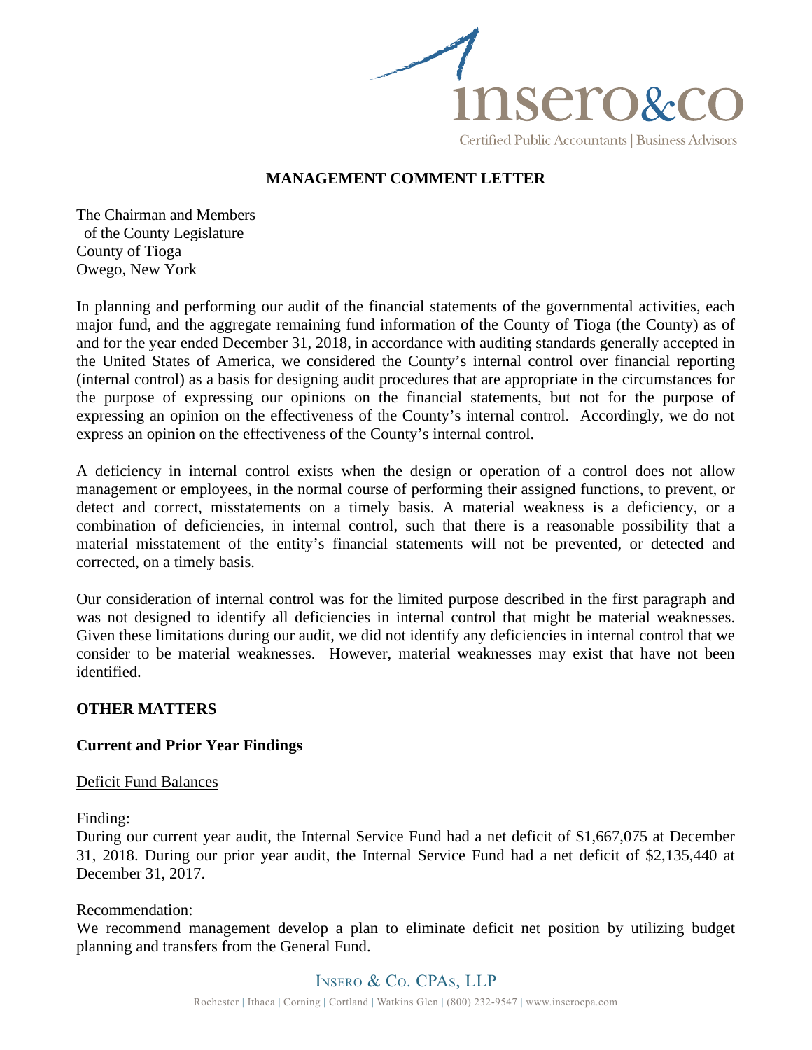## MANAGEMENT COMMENT LETTER

The Chairman and Members
of the County Legislature
County of Tioga
Owego, New York

In planning and performing our audit of the financial statements of the governmental activities, each major fund, and the aggregate remaining fund information of the County of Tioga (the County) as of and for the year ended December 31, 2018, in accordance with auditing standards generally accepted in the United States of America, we considered the County's internal control over financial reporting (internal control) as a basis for designing audit procedures that are appropriate in the circumstances for the purpose of expressing our opinions on the financial statements, but not for the purpose of expressing an opinion on the effectiveness of the County's internal control. Accordingly, we do not express an opinion on the effectiveness of the County's internal control.

A deficiency in internal control exists when the design or operation of a control does not allow management or employees, in the normal course of performing their assigned functions, to prevent, or detect and correct, misstatements on a timely basis. A material weakness is a deficiency, or a combination of deficiencies, in internal control, such that there is a reasonable possibility that a material misstatement of the entity's financial statements will not be prevented, or detected and corrected, on a timely basis.

Our consideration of internal control was for the limited purpose described in the first paragraph and was not designed to identify all deficiencies in internal control that might be material weaknesses. Given these limitations during our audit, we did not identify any deficiencies in internal control that we consider to be material weaknesses. However, material weaknesses may exist that have not been identified.

### OTHER MATTERS

#### Current and Prior Year Findings

Deficit Fund Balances

Finding:
During our current year audit, the Internal Service Fund had a net deficit of $1,667,075 at December 31, 2018. During our prior year audit, the Internal Service Fund had a net deficit of $2,135,440 at December 31, 2017.

Recommendation:
We recommend management develop a plan to eliminate deficit net position by utilizing budget planning and transfers from the General Fund.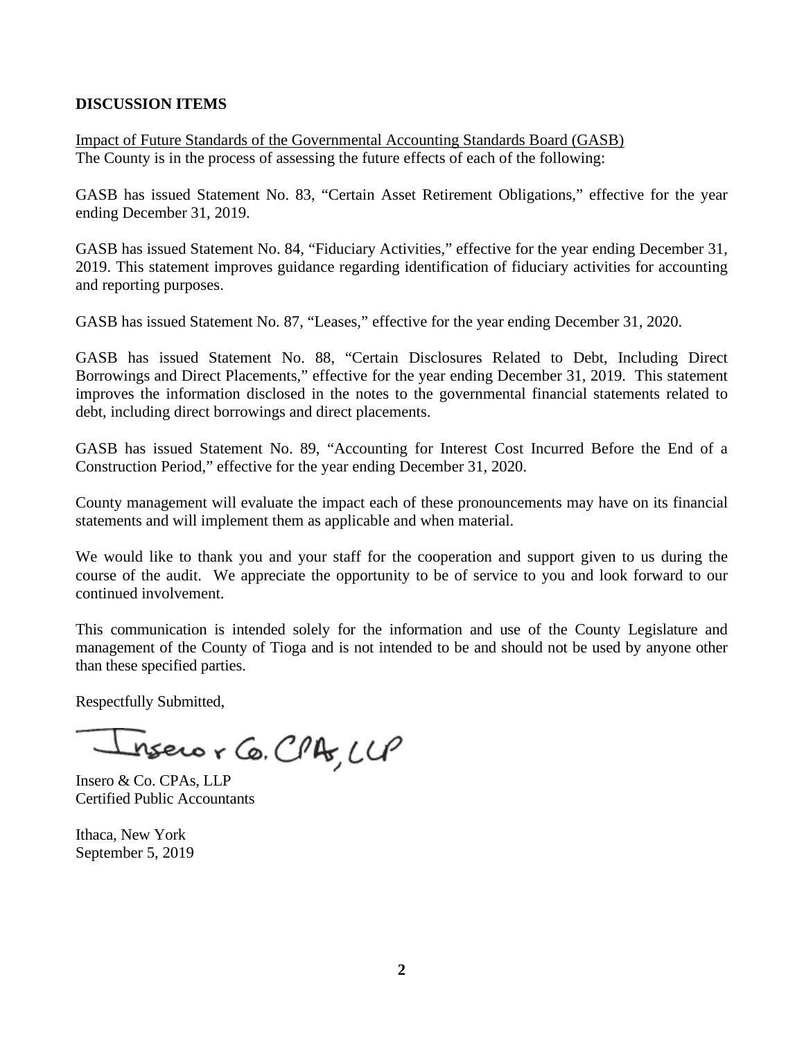**DISCUSSION ITEMS**

Impact of Future Standards of the Governmental Accounting Standards Board (GASB)
The County is in the process of assessing the future effects of each of the following:

GASB has issued Statement No. 83, "Certain Asset Retirement Obligations," effective for the year ending December 31, 2019.

GASB has issued Statement No. 84, "Fiduciary Activities," effective for the year ending December 31, 2019. This statement improves guidance regarding identification of fiduciary activities for accounting and reporting purposes.

GASB has issued Statement No. 87, "Leases," effective for the year ending December 31, 2020.

GASB has issued Statement No. 88, "Certain Disclosures Related to Debt, Including Direct Borrowings and Direct Placements," effective for the year ending December 31, 2019. This statement improves the information disclosed in the notes to the governmental financial statements related to debt, including direct borrowings and direct placements.

GASB has issued Statement No. 89, "Accounting for Interest Cost Incurred Before the End of a Construction Period," effective for the year ending December 31, 2020.

County management will evaluate the impact each of these pronouncements may have on its financial statements and will implement them as applicable and when material.

We would like to thank you and your staff for the cooperation and support given to us during the course of the audit. We appreciate the opportunity to be of service to you and look forward to our continued involvement.

This communication is intended solely for the information and use of the County Legislature and management of the County of Tioga and is not intended to be and should not be used by anyone other than these specified parties.

Respectfully Submitted,

Insero & Co. CPAs, LLP

Insero & Co. CPAs, LLP
Certified Public Accountants

Ithaca, New York
September 5, 2019